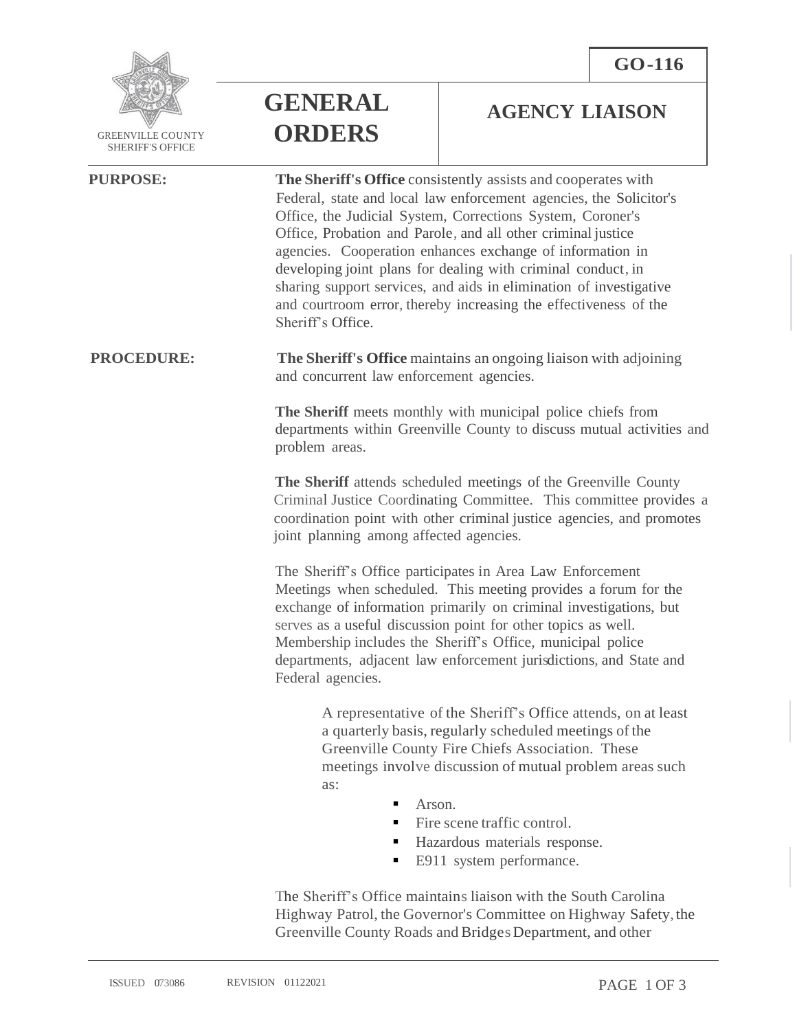GREENVILLE COUNTY SHERIFF'S OFFICE

# GENERAL ORDERS

## GO-116

## AGENCY LIAISON

**PURPOSE:**

**The Sheriff's Office** consistently assists and cooperates with Federal, state and local law enforcement agencies, the Solicitor's Office, the Judicial System, Corrections System, Coroner's Office, Probation and Parole, and all other criminal justice agencies. Cooperation enhances exchange of information in developing joint plans for dealing with criminal conduct, in sharing support services, and aids in elimination of investigative and courtroom error, thereby increasing the effectiveness of the Sheriff's Office.

**PROCEDURE:**

**The Sheriff's Office** maintains an ongoing liaison with adjoining and concurrent law enforcement agencies.

**The Sheriff** meets monthly with municipal police chiefs from departments within Greenville County to discuss mutual activities and problem areas.

**The Sheriff** attends scheduled meetings of the Greenville County Criminal Justice Coordinating Committee. This committee provides a coordination point with other criminal justice agencies, and promotes joint planning among affected agencies.

The Sheriff's Office participates in Area Law Enforcement Meetings when scheduled. This meeting provides a forum for the exchange of information primarily on criminal investigations, but serves as a useful discussion point for other topics as well. Membership includes the Sheriff's Office, municipal police departments, adjacent law enforcement jurisdictions, and State and Federal agencies.

A representative of the Sheriff's Office attends, on at least a quarterly basis, regularly scheduled meetings of the Greenville County Fire Chiefs Association. These meetings involve discussion of mutual problem areas such as:

- Arson.
- Fire scene traffic control.
- Hazardous materials response.
- E911 system performance.

The Sheriff's Office maintains liaison with the South Carolina Highway Patrol, the Governor's Committee on Highway Safety, the Greenville County Roads and Bridges Department, and other

ISSUED 073086 REVISION 01122021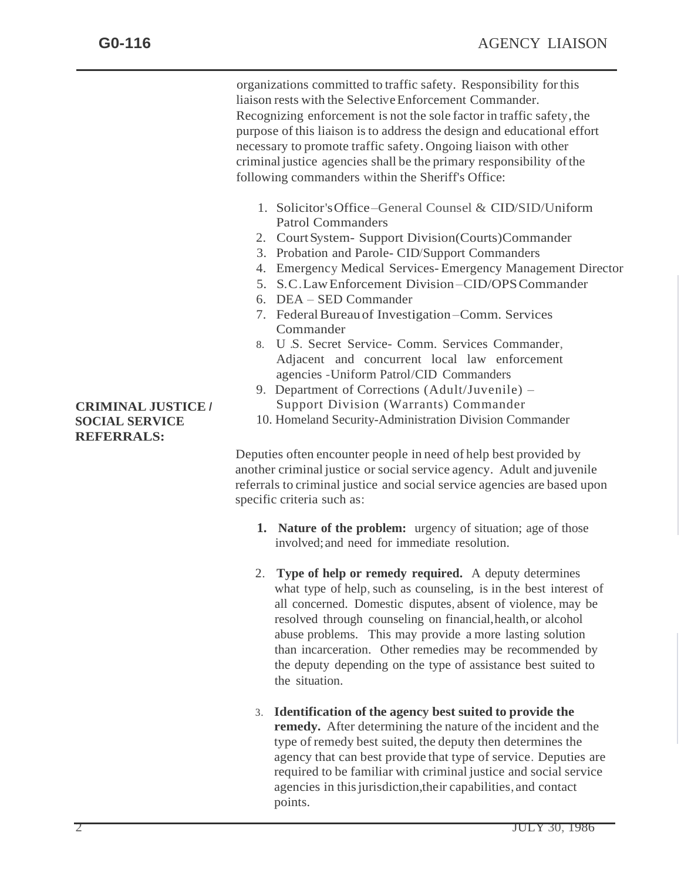organizations committed to traffic safety. Responsibility for this liaison rests with the Selective Enforcement Commander. Recognizing enforcement is not the sole factor in traffic safety, the purpose of this liaison is to address the design and educational effort necessary to promote traffic safety. Ongoing liaison with other criminal justice agencies shall be the primary responsibility of the following commanders within the Sheriff's Office:

1. Solicitor's Office – General Counsel & CID/SID/Uniform Patrol Commanders
2. Court System- Support Division (Courts) Commander
3. Probation and Parole- CID/Support Commanders
4. Emergency Medical Services- Emergency Management Director
5. S.C. Law Enforcement Division – CID/OPS Commander
6. DEA – SED Commander
7. Federal Bureau of Investigation – Comm. Services Commander
8. U.S. Secret Service- Comm. Services Commander, Adjacent and concurrent local law enforcement agencies -Uniform Patrol/CID Commanders
9. Department of Corrections (Adult/Juvenile) – Support Division (Warrants) Commander
10. Homeland Security-Administration Division Commander

**CRIMINAL JUSTICE / SOCIAL SERVICE REFERRALS:**

Deputies often encounter people in need of help best provided by another criminal justice or social service agency. Adult and juvenile referrals to criminal justice and social service agencies are based upon specific criteria such as:

1. **Nature of the problem:** urgency of situation; age of those involved; and need for immediate resolution.

2. **Type of help or remedy required.** A deputy determines what type of help, such as counseling, is in the best interest of all concerned. Domestic disputes, absent of violence, may be resolved through counseling on financial, health, or alcohol abuse problems. This may provide a more lasting solution than incarceration. Other remedies may be recommended by the deputy depending on the type of assistance best suited to the situation.

3. **Identification of the agency best suited to provide the remedy.** After determining the nature of the incident and the type of remedy best suited, the deputy then determines the agency that can best provide that type of service. Deputies are required to be familiar with criminal justice and social service agencies in this jurisdiction, their capabilities, and contact points.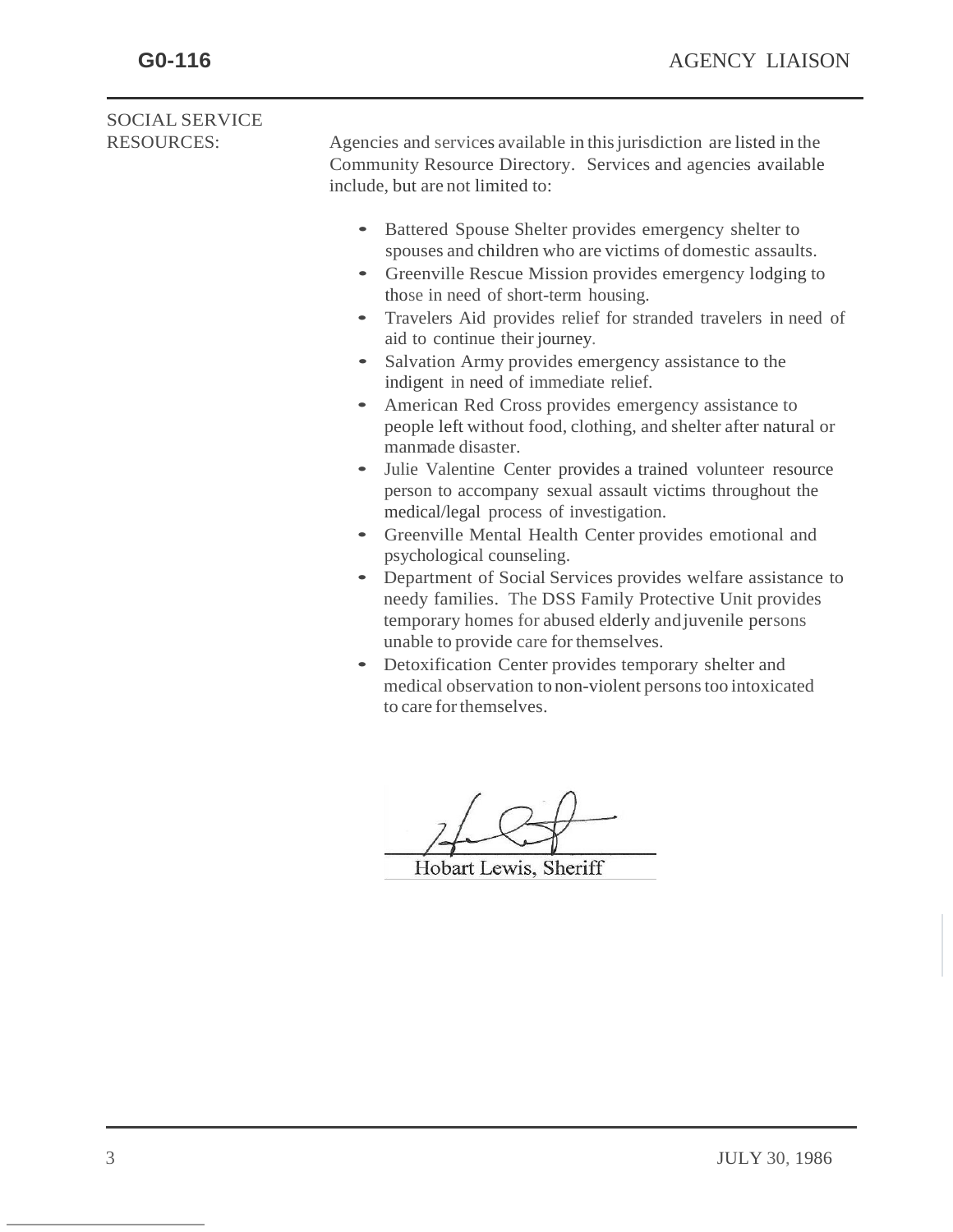**SOCIAL SERVICE RESOURCES:**

Agencies and services available in this jurisdiction are listed in the Community Resource Directory. Services and agencies available include, but are not limited to:

- Battered Spouse Shelter provides emergency shelter to spouses and children who are victims of domestic assaults.
- Greenville Rescue Mission provides emergency lodging to those in need of short-term housing.
- Travelers Aid provides relief for stranded travelers in need of aid to continue their journey.
- Salvation Army provides emergency assistance to the indigent in need of immediate relief.
- American Red Cross provides emergency assistance to people left without food, clothing, and shelter after natural or manmade disaster.
- Julie Valentine Center provides a trained volunteer resource person to accompany sexual assault victims throughout the medical/legal process of investigation.
- Greenville Mental Health Center provides emotional and psychological counseling.
- Department of Social Services provides welfare assistance to needy families. The DSS Family Protective Unit provides temporary homes for abused elderly and juvenile persons unable to provide care for themselves.
- Detoxification Center provides temporary shelter and medical observation to non-violent persons too intoxicated to care for themselves.

Hobart Lewis, Sheriff